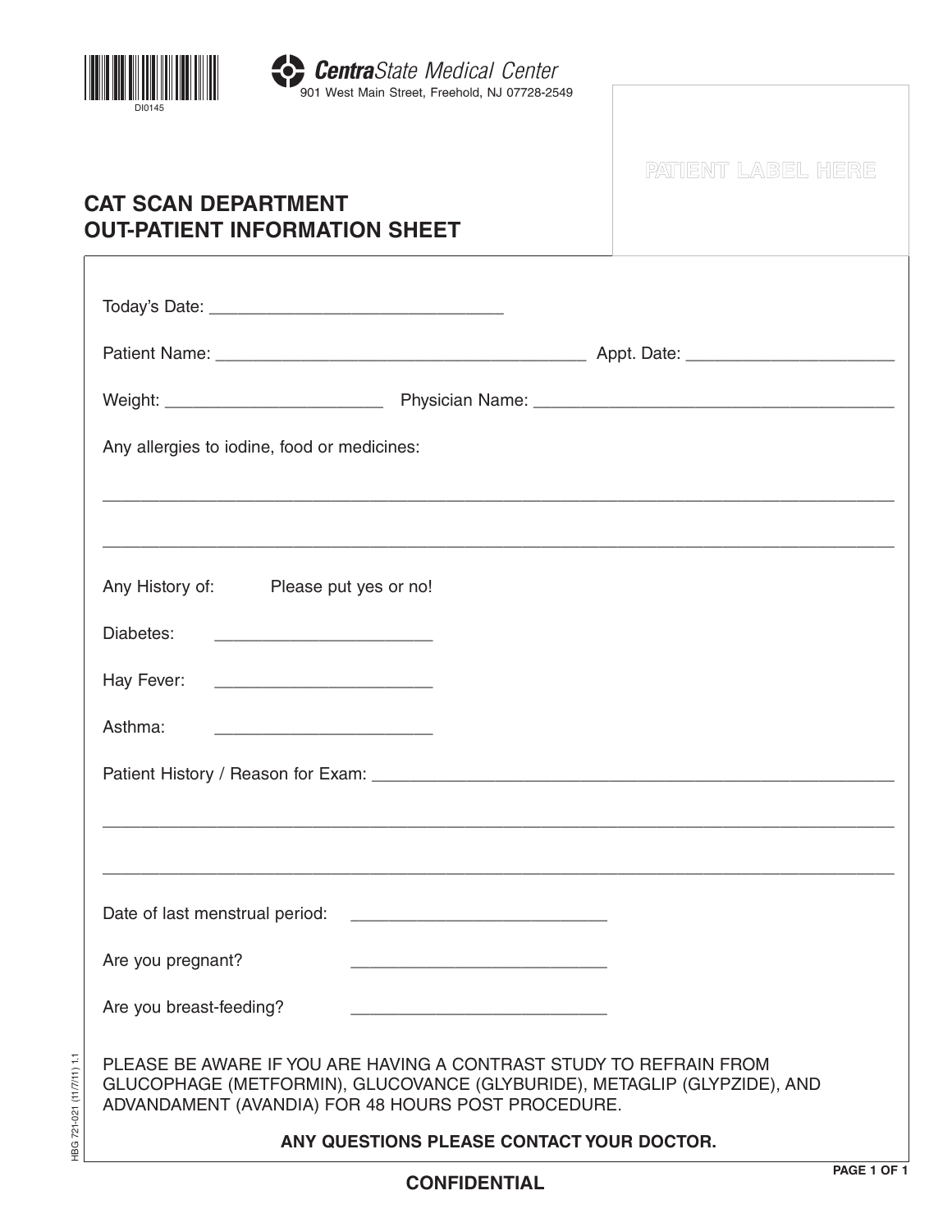DI0145

**CentraState Medical Center**
901 West Main Street, Freehold, NJ 07728-2549

PATIENT LABEL HERE

# CAT SCAN DEPARTMENT
# OUT-PATIENT INFORMATION SHEET

Today's Date: ______________________________

Patient Name: ______________________________________ Appt. Date: ____________________

Weight: ____________________ Physician Name: ____________________________________

Any allergies to iodine, food or medicines:

_______________________________________________________________________________

_______________________________________________________________________________

Any History of: Please put yes or no!

Diabetes: ____________________

Hay Fever: ____________________

Asthma: ____________________

Patient History / Reason for Exam: ______________________________________________________

_______________________________________________________________________________

_______________________________________________________________________________

Date of last menstrual period: ________________________

Are you pregnant? ________________________

Are you breast-feeding? ________________________

PLEASE BE AWARE IF YOU ARE HAVING A CONTRAST STUDY TO REFRAIN FROM GLUCOPHAGE (METFORMIN), GLUCOVANCE (GLYBURIDE), METAGLIP (GLYPZIDE), AND ADVANDAMENT (AVANDIA) FOR 48 HOURS POST PROCEDURE.

**ANY QUESTIONS PLEASE CONTACT YOUR DOCTOR.**

HBG 721-021 (11/7/11) 1.1

**CONFIDENTIAL**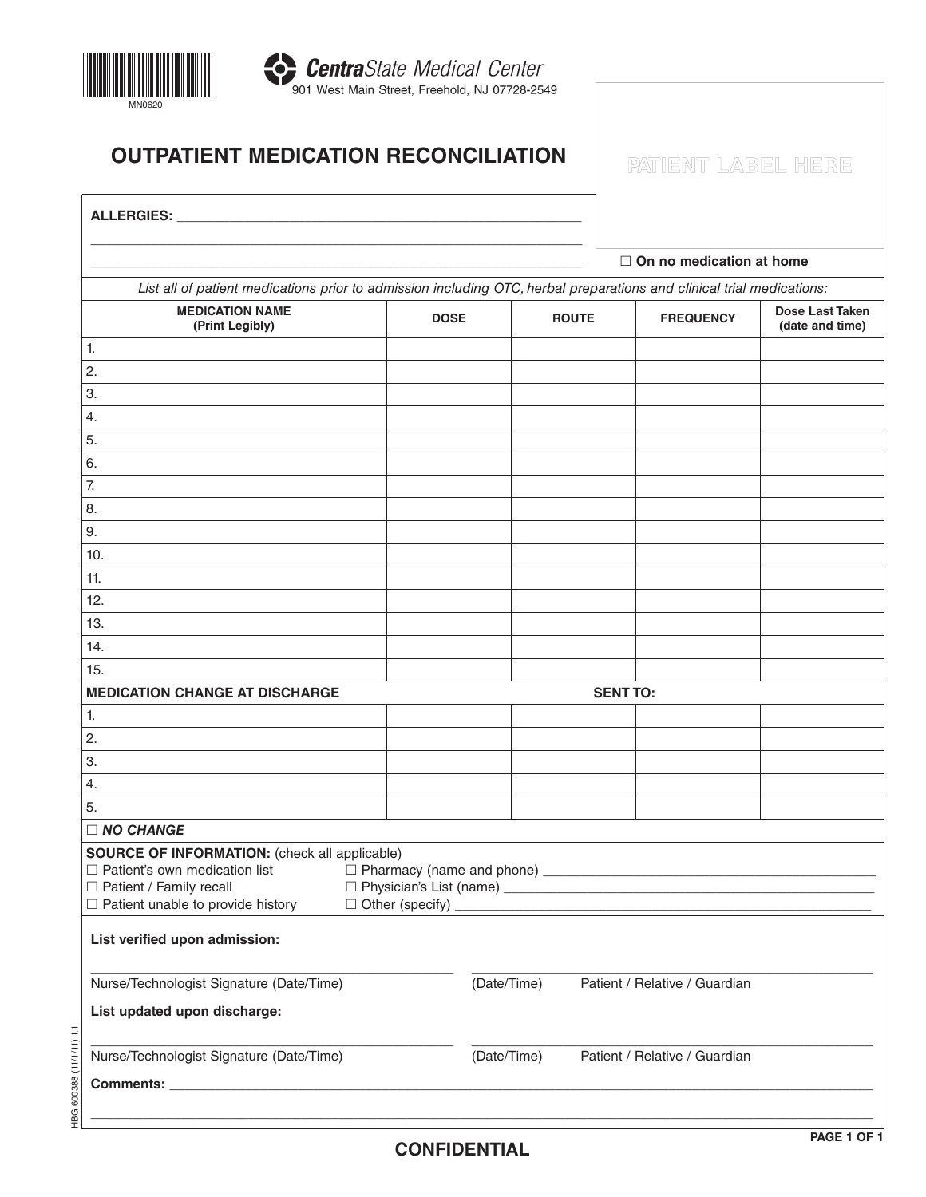MN0620

**CentraState Medical Center**
901 West Main Street, Freehold, NJ 07728-2549

# OUTPATIENT MEDICATION RECONCILIATION

PATIENT LABEL HERE

**ALLERGIES:** ______________________________________________

______________________________________________

______________________________________________

☐ **On no medication at home**

*List all of patient medications prior to admission including OTC, herbal preparations and clinical trial medications:*

| MEDICATION NAME (Print Legibly) | DOSE | ROUTE | FREQUENCY | Dose Last Taken (date and time) |
|---|---|---|---|---|
| 1. | | | | |
| 2. | | | | |
| 3. | | | | |
| 4. | | | | |
| 5. | | | | |
| 6. | | | | |
| 7. | | | | |
| 8. | | | | |
| 9. | | | | |
| 10. | | | | |
| 11. | | | | |
| 12. | | | | |
| 13. | | | | |
| 14. | | | | |
| 15. | | | | |
| **MEDICATION CHANGE AT DISCHARGE** | | **SENT TO:** | | |
| 1. | | | | |
| 2. | | | | |
| 3. | | | | |
| 4. | | | | |
| 5. | | | | |
| ☐ ***NO CHANGE*** | | | | |

**SOURCE OF INFORMATION:** (check all applicable)

☐ Patient's own medication list
☐ Patient / Family recall
☐ Patient unable to provide history
☐ Pharmacy (name and phone) ______________________________
☐ Physician's List (name) ______________________________
☐ Other (specify) ______________________________

**List verified upon admission:**

______________________________ ______________________________

Nurse/Technologist Signature (Date/Time) (Date/Time) Patient / Relative / Guardian

**List updated upon discharge:**

______________________________ ______________________________

Nurse/Technologist Signature (Date/Time) (Date/Time) Patient / Relative / Guardian

**Comments:** ______________________________________________

______________________________________________

HBG 600388 (11/1/11) 1.1

**CONFIDENTIAL**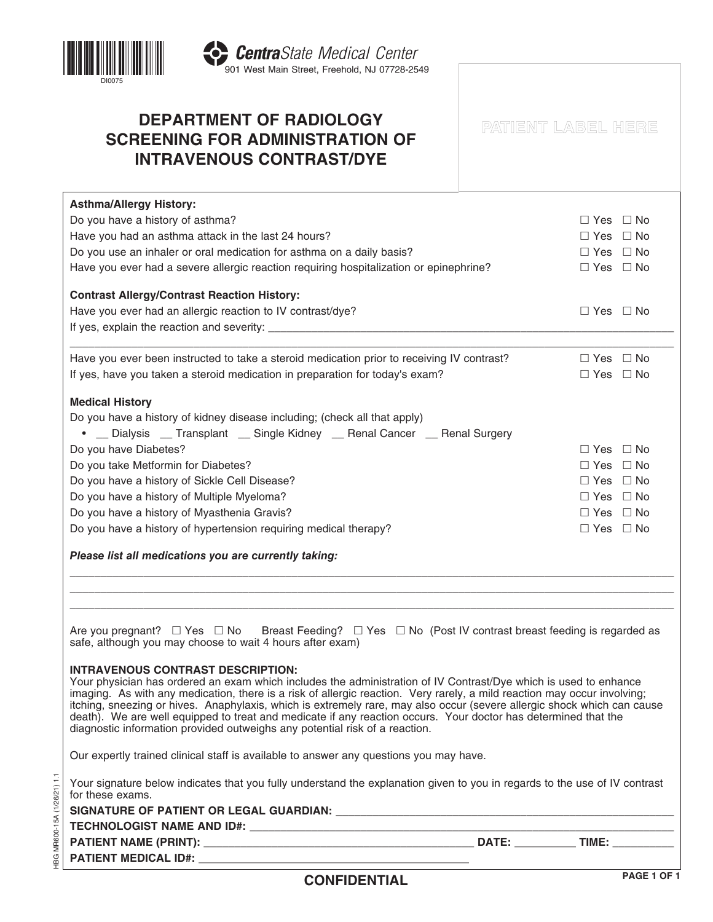DI0075

**CentraState Medical Center**
901 West Main Street, Freehold, NJ 07728-2549

PATIENT LABEL HERE

# DEPARTMENT OF RADIOLOGY SCREENING FOR ADMINISTRATION OF INTRAVENOUS CONTRAST/DYE

**Asthma/Allergy History:**

Do you have a history of asthma? ☐ Yes ☐ No

Have you had an asthma attack in the last 24 hours? ☐ Yes ☐ No

Do you use an inhaler or oral medication for asthma on a daily basis? ☐ Yes ☐ No

Have you ever had a severe allergic reaction requiring hospitalization or epinephrine? ☐ Yes ☐ No

**Contrast Allergy/Contrast Reaction History:**

Have you ever had an allergic reaction to IV contrast/dye? ☐ Yes ☐ No

If yes, explain the reaction and severity: ___________________________________________

___________________________________________

Have you ever been instructed to take a steroid medication prior to receiving IV contrast? ☐ Yes ☐ No

If yes, have you taken a steroid medication in preparation for today's exam? ☐ Yes ☐ No

**Medical History**

Do you have a history of kidney disease including; (check all that apply)

- __ Dialysis __ Transplant __ Single Kidney __ Renal Cancer __ Renal Surgery

Do you have Diabetes? ☐ Yes ☐ No

Do you take Metformin for Diabetes? ☐ Yes ☐ No

Do you have a history of Sickle Cell Disease? ☐ Yes ☐ No

Do you have a history of Multiple Myeloma? ☐ Yes ☐ No

Do you have a history of Myasthenia Gravis? ☐ Yes ☐ No

Do you have a history of hypertension requiring medical therapy? ☐ Yes ☐ No

***Please list all medications you are currently taking:***

___________________________________________

___________________________________________

___________________________________________

Are you pregnant? ☐ Yes ☐ No Breast Feeding? ☐ Yes ☐ No (Post IV contrast breast feeding is regarded as safe, although you may choose to wait 4 hours after exam)

**INTRAVENOUS CONTRAST DESCRIPTION:**
Your physician has ordered an exam which includes the administration of IV Contrast/Dye which is used to enhance imaging. As with any medication, there is a risk of allergic reaction. Very rarely, a mild reaction may occur involving; itching, sneezing or hives. Anaphylaxis, which is extremely rare, may also occur (severe allergic shock which can cause death). We are well equipped to treat and medicate if any reaction occurs. Your doctor has determined that the diagnostic information provided outweighs any potential risk of a reaction.

Our expertly trained clinical staff is available to answer any questions you may have.

Your signature below indicates that you fully understand the explanation given to you in regards to the use of IV contrast for these exams.

**SIGNATURE OF PATIENT OR LEGAL GUARDIAN:** ___________________________________________

**TECHNOLOGIST NAME AND ID#:** ___________________________________________

**PATIENT NAME (PRINT):** ______________________ **DATE:** __________ **TIME:** __________

**PATIENT MEDICAL ID#:** ___________________________________________

HBG MR600-15A (1/26/21) 1.1

**CONFIDENTIAL**